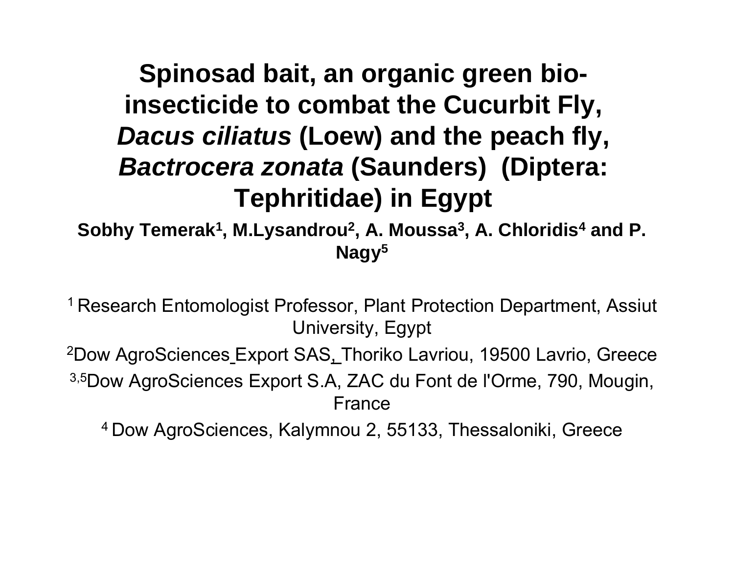# Spinosad bait, an organic green bio-insecticide to combat the Cucurbit Fly, *Dacus ciliatus* (Loew) and the peach fly, *Bactrocera zonata* (Saunders) (Diptera: Tephritidae) in Egypt

**Sobhy Temerak[1], M.Lysandrou[2], A. Moussa[3], A. Chloridis[4] and P. Nagy[5]**

[1] Research Entomologist Professor, Plant Protection Department, Assiut University, Egypt

[2]Dow AgroSciences Export SAS, Thoriko Lavriou, 19500 Lavrio, Greece

[3,5]Dow AgroSciences Export S.A, ZAC du Font de l'Orme, 790, Mougin, France

[4] Dow AgroSciences, Kalymnou 2, 55133, Thessaloniki, Greece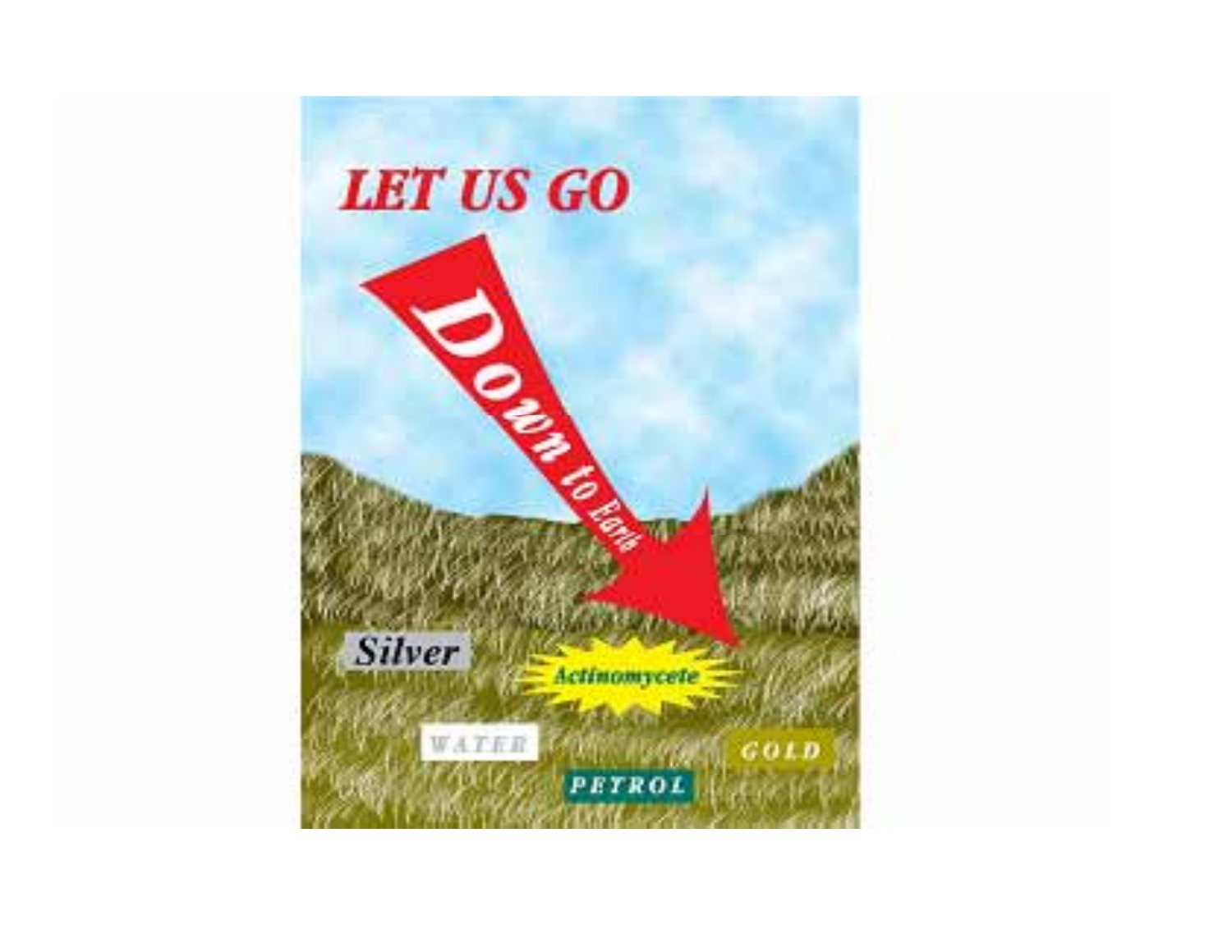# LET US GO

**Down to Earth**

Silver

Actinomycete

WATER

GOLD

PETROL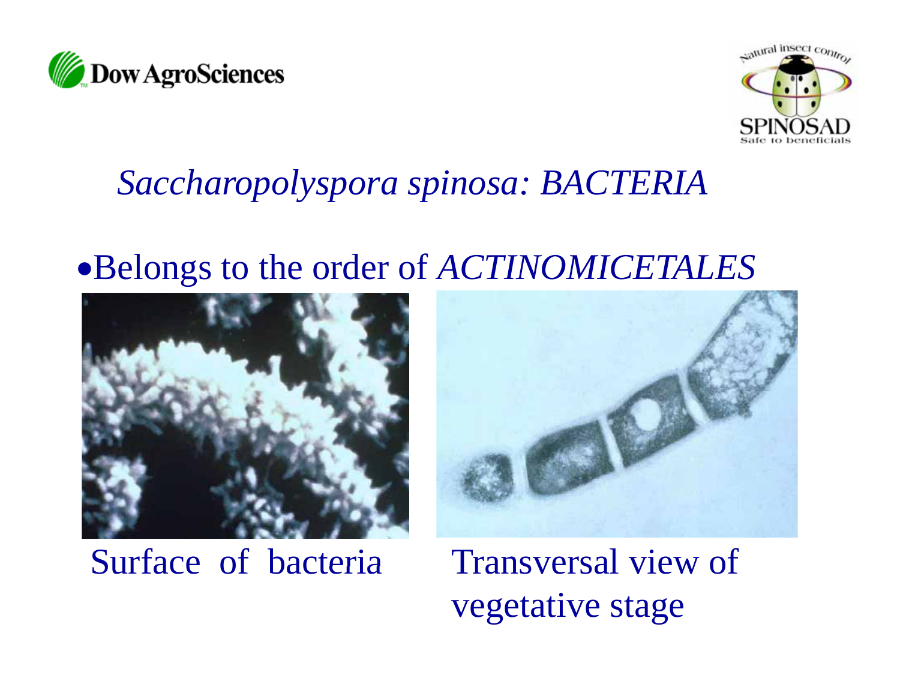## *Saccharopolyspora spinosa: BACTERIA*

- Belongs to the order of *ACTINOMICETALES*

Surface of bacteria

Transversal view of vegetative stage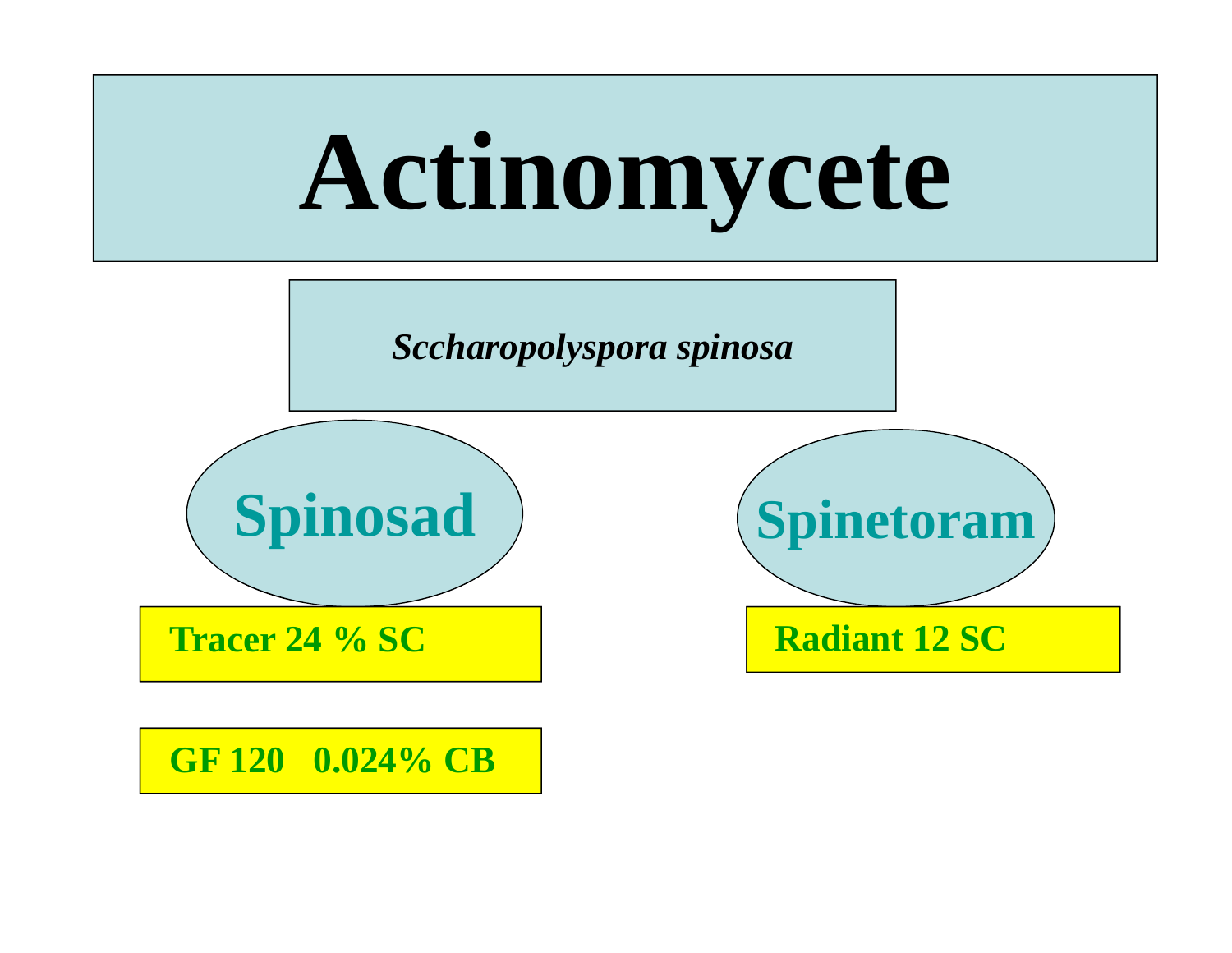# Actinomycete

*Sccharopolyspora spinosa*

**Spinosad**

- **Tracer 24 % SC**
- **GF 120 0.024% CB**

**Spinetoram**

- **Radiant 12 SC**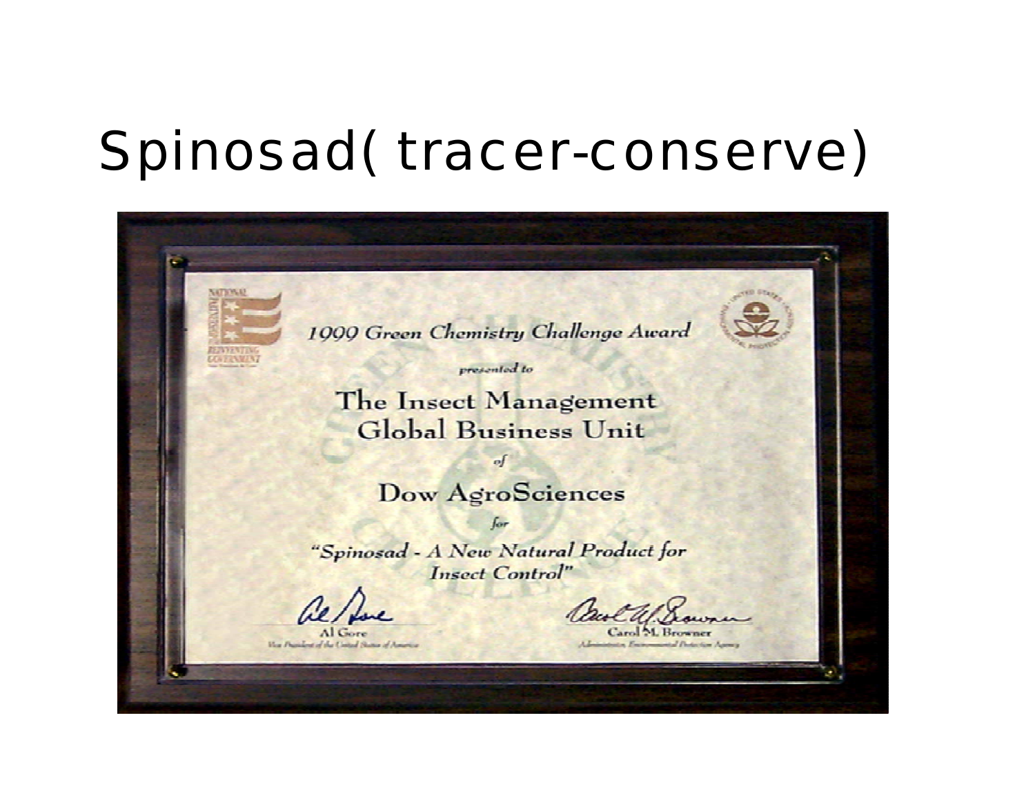# Spinosad( tracer-conserve)

1999 Green Chemistry Challenge Award

presented to

The Insect Management Global Business Unit

of

Dow AgroSciences

for

"Spinosad - A New Natural Product for Insect Control"

Al Gore
Vice President of the United States of America

Carol M. Browner
Administrator, Environmental Protection Agency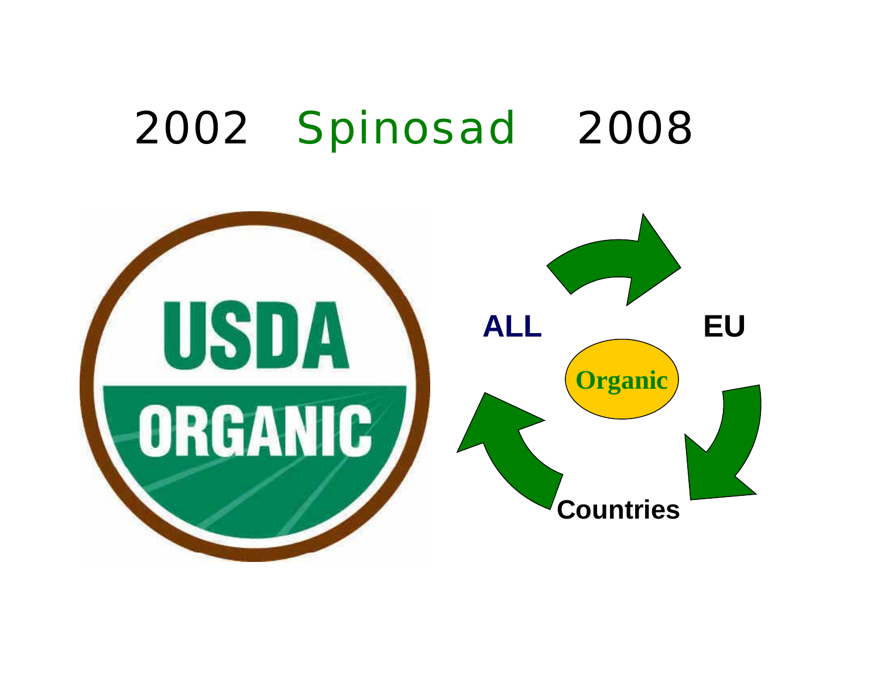# 2002 Spinosad 2008

USDA ORGANIC

ALL

EU

Organic

Countries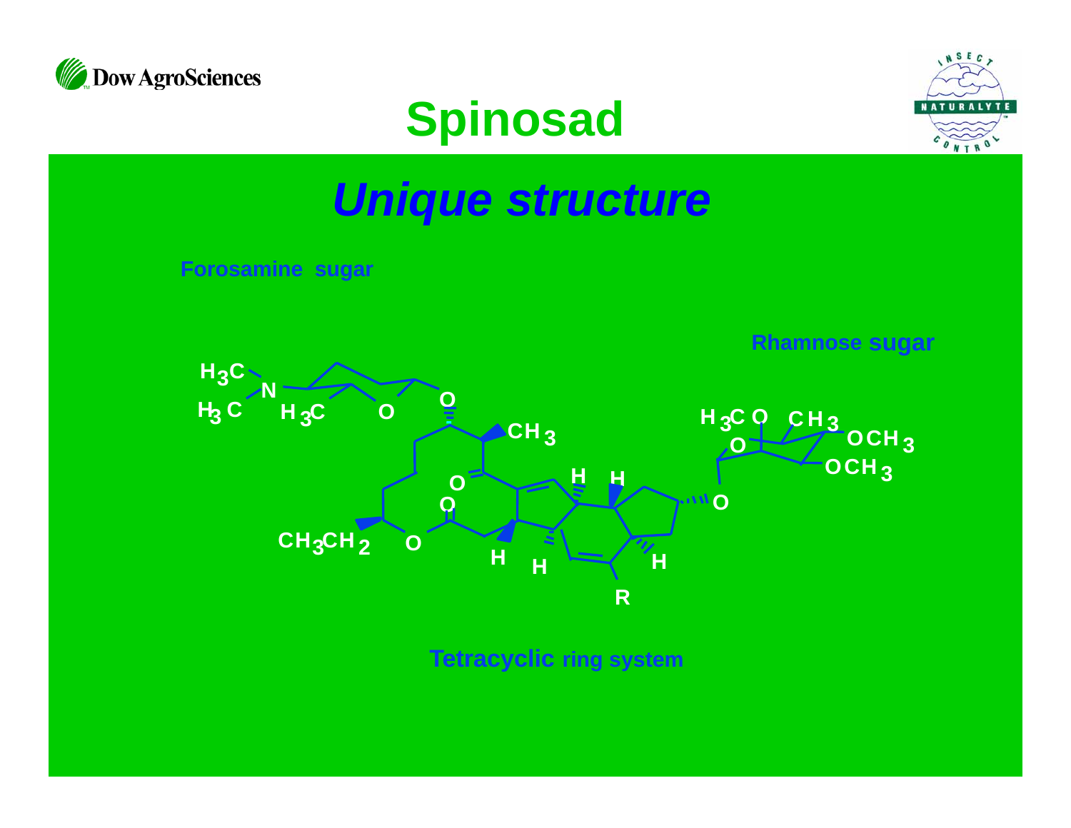# Spinosad

## *Unique structure*

Forosamine sugar

Rhamnose sugar

Tetracyclic ring system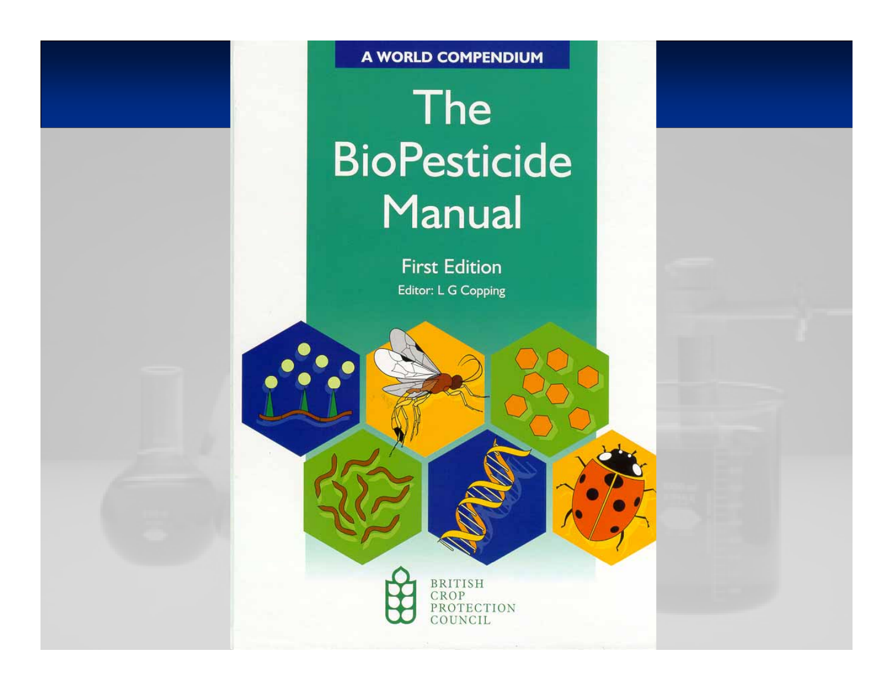A WORLD COMPENDIUM

# The BioPesticide Manual

First Edition

Editor: L G Copping

BRITISH CROP PROTECTION COUNCIL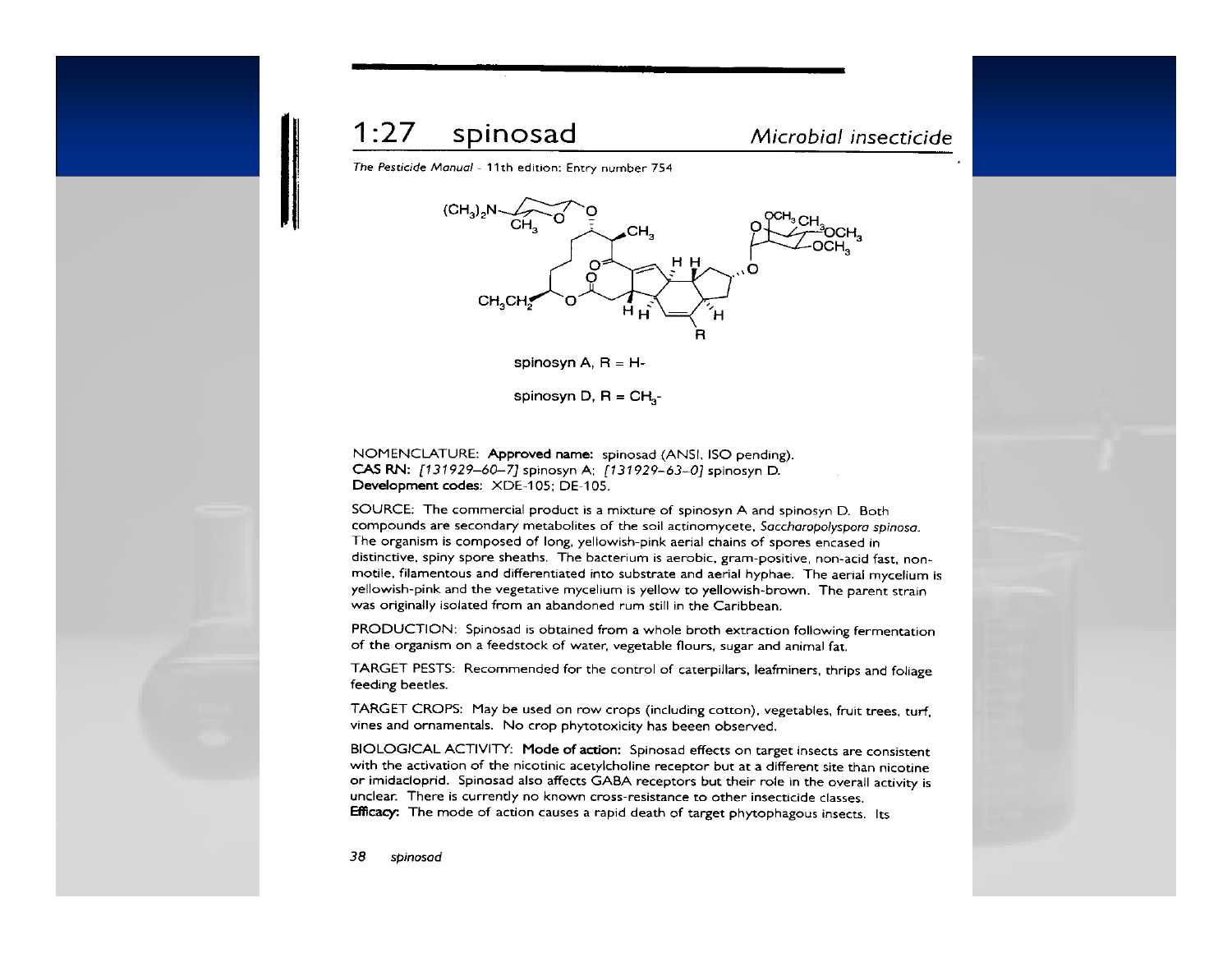# 1:27 spinosad

*Microbial insecticide*

*The Pesticide Manual* - 11th edition: Entry number 754

spinosyn A, R = H-

spinosyn D, R = $CH_3$-

NOMENCLATURE: **Approved name:** spinosad (ANSI, ISO pending).
**CAS RN:** *[131929–60–7]* spinosyn A; *[131929–63–0]* spinosyn D.
**Development codes:** XDE-105; DE-105.

SOURCE: The commercial product is a mixture of spinosyn A and spinosyn D. Both compounds are secondary metabolites of the soil actinomycete, *Saccharopolyspora spinosa*. The organism is composed of long, yellowish-pink aerial chains of spores encased in distinctive, spiny spore sheaths. The bacterium is aerobic, gram-positive, non-acid fast, non-motile, filamentous and differentiated into substrate and aerial hyphae. The aerial mycelium is yellowish-pink and the vegetative mycelium is yellow to yellowish-brown. The parent strain was originally isolated from an abandoned rum still in the Caribbean.

PRODUCTION: Spinosad is obtained from a whole broth extraction following fermentation of the organism on a feedstock of water, vegetable flours, sugar and animal fat.

TARGET PESTS: Recommended for the control of caterpillars, leafminers, thrips and foliage feeding beetles.

TARGET CROPS: May be used on row crops (including cotton), vegetables, fruit trees, turf, vines and ornamentals. No crop phytotoxicity has beeen observed.

BIOLOGICAL ACTIVITY: **Mode of action:** Spinosad effects on target insects are consistent with the activation of the nicotinic acetylcholine receptor but at a different site than nicotine or imidacloprid. Spinosad also affects GABA receptors but their role in the overall activity is unclear. There is currently no known cross-resistance to other insecticide classes.
**Efficacy:** The mode of action causes a rapid death of target phytophagous insects. Its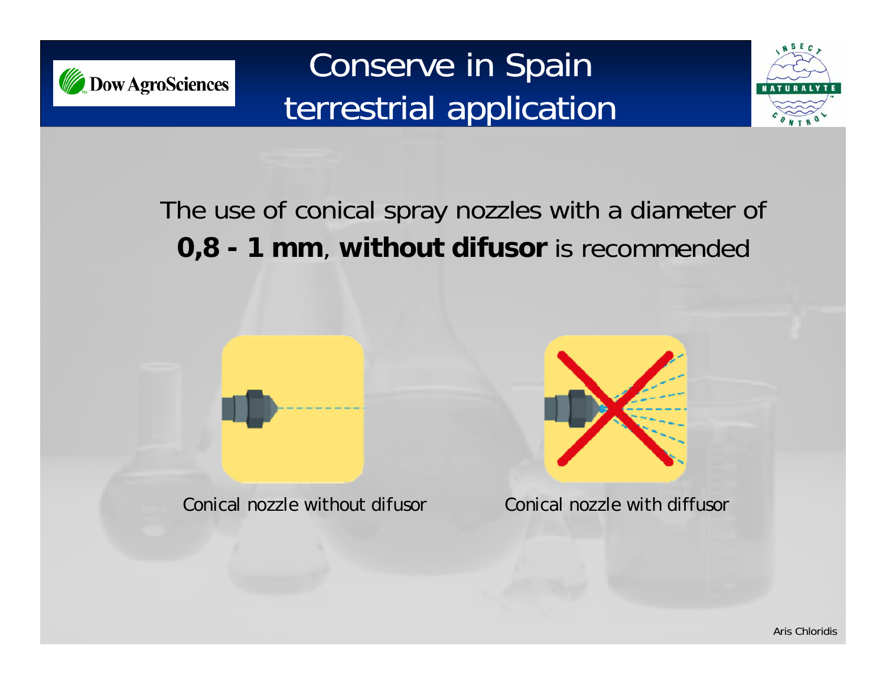# Conserve in Spain terrestrial application

The use of conical spray nozzles with a diameter of **0,8 - 1 mm**, **without difusor** is recommended

Conical nozzle without difusor

Conical nozzle with diffusor

Aris Chloridis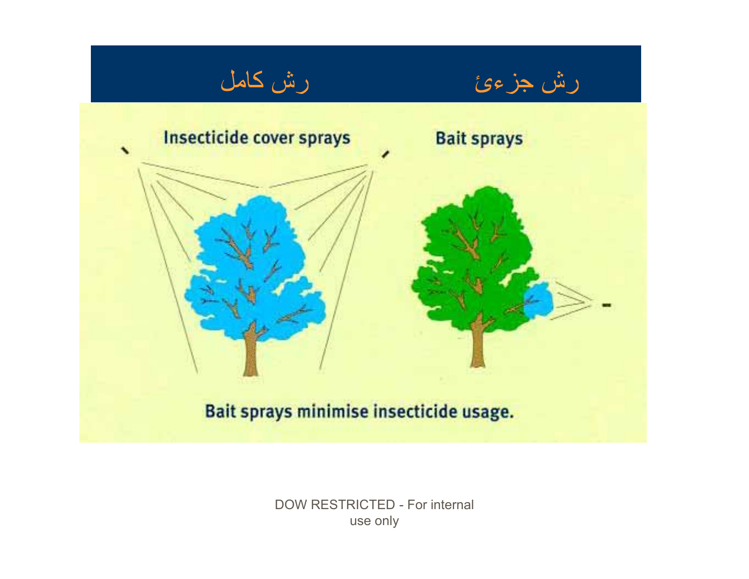رش كامل　　　　　　　　　　رش جزءئ

Insecticide cover sprays

Bait sprays

Bait sprays minimise insecticide usage.

DOW RESTRICTED - For internal use only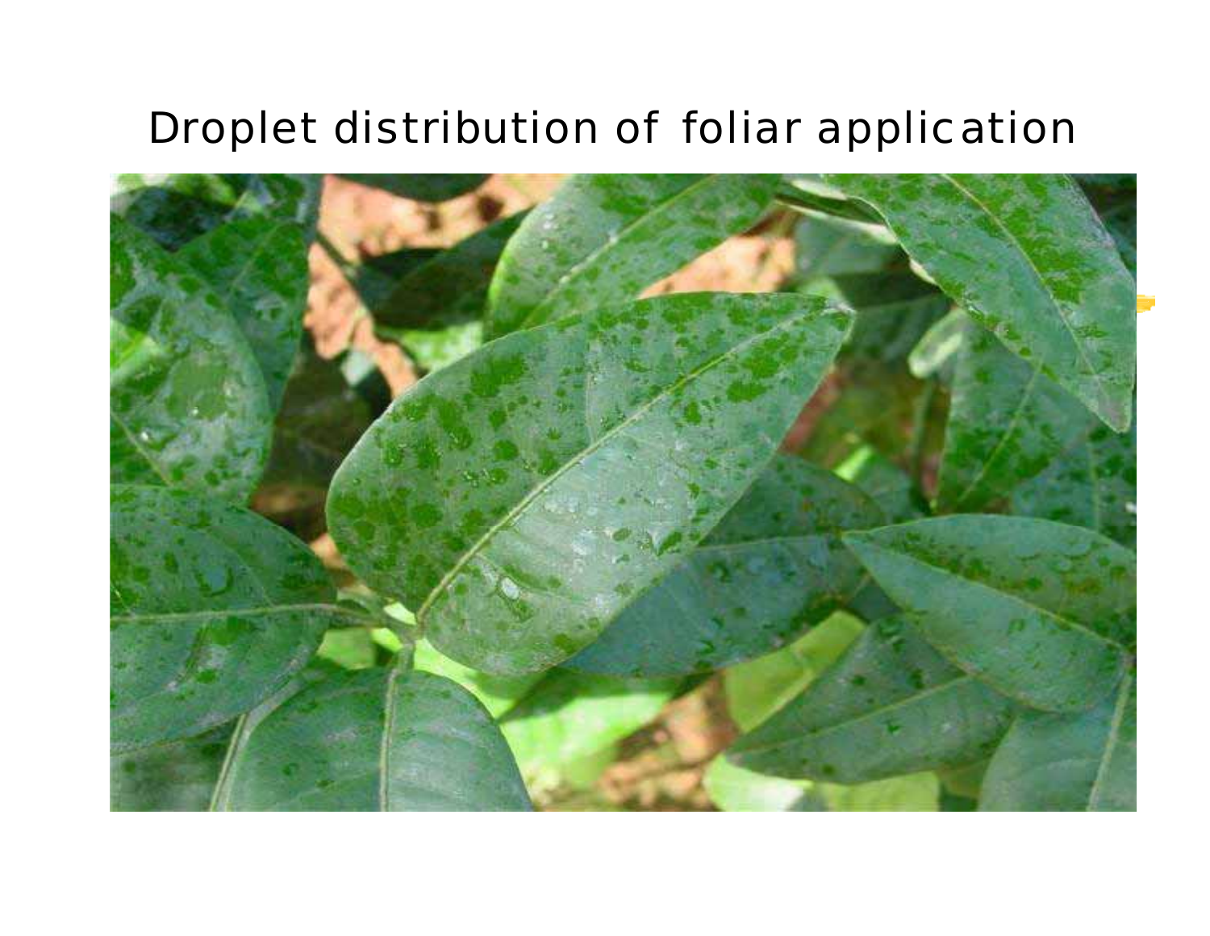# Droplet distribution of foliar application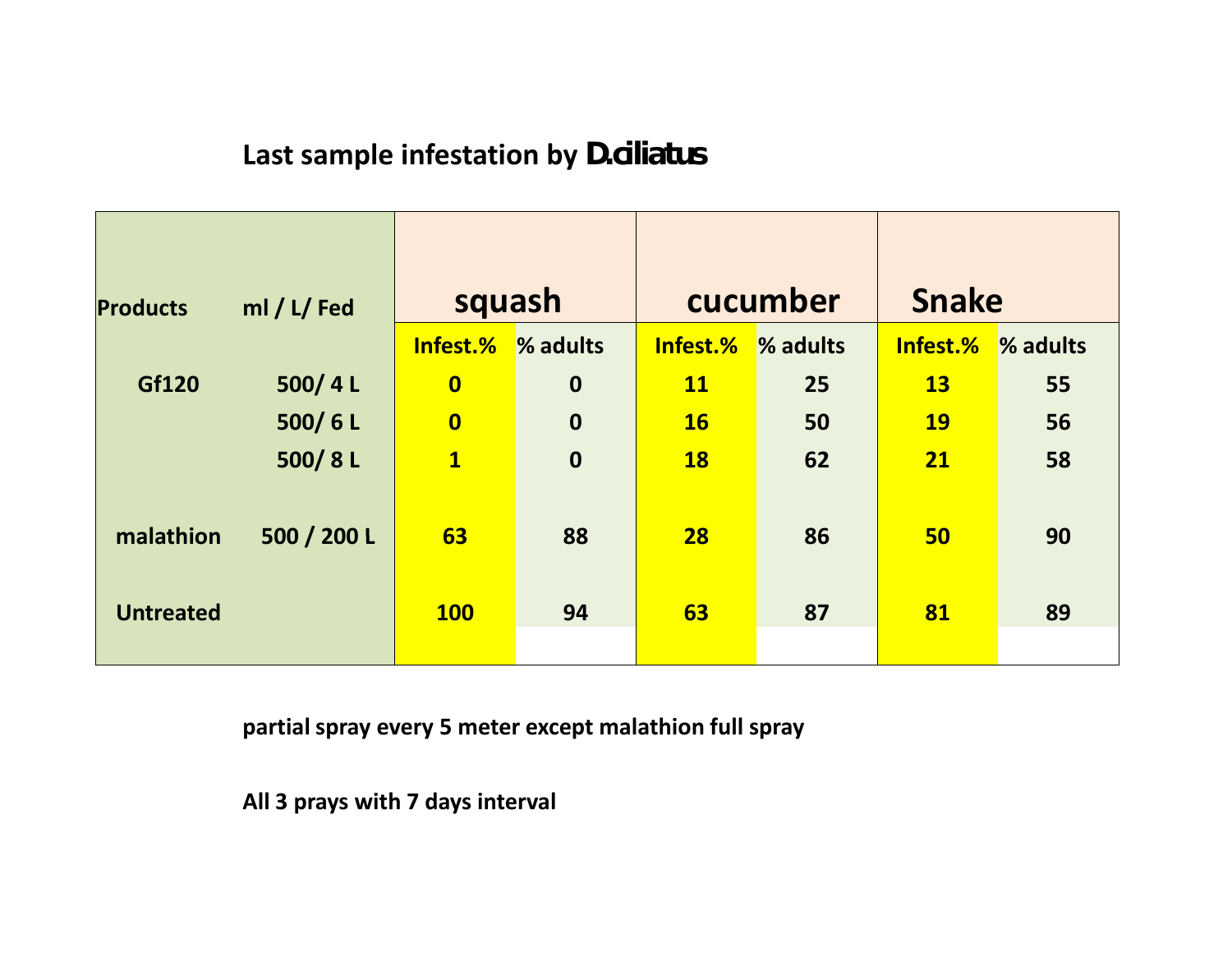# Last sample infestation by *D.ciliatus*

| Products | ml / L/ Fed | squash | | cucumber | | Snake | |
|---|---|---|---|---|---|---|---|
| | | Infest.% | % adults | Infest.% | % adults | Infest.% | % adults |
| Gf120 | 500/ 4 L | 0 | 0 | 11 | 25 | 13 | 55 |
| | 500/ 6 L | 0 | 0 | 16 | 50 | 19 | 56 |
| | 500/ 8 L | 1 | 0 | 18 | 62 | 21 | 58 |
| malathion | 500 / 200 L | 63 | 88 | 28 | 86 | 50 | 90 |
| Untreated | | 100 | 94 | 63 | 87 | 81 | 89 |

**partial spray every 5 meter except malathion full spray**

**All 3 prays with 7 days interval**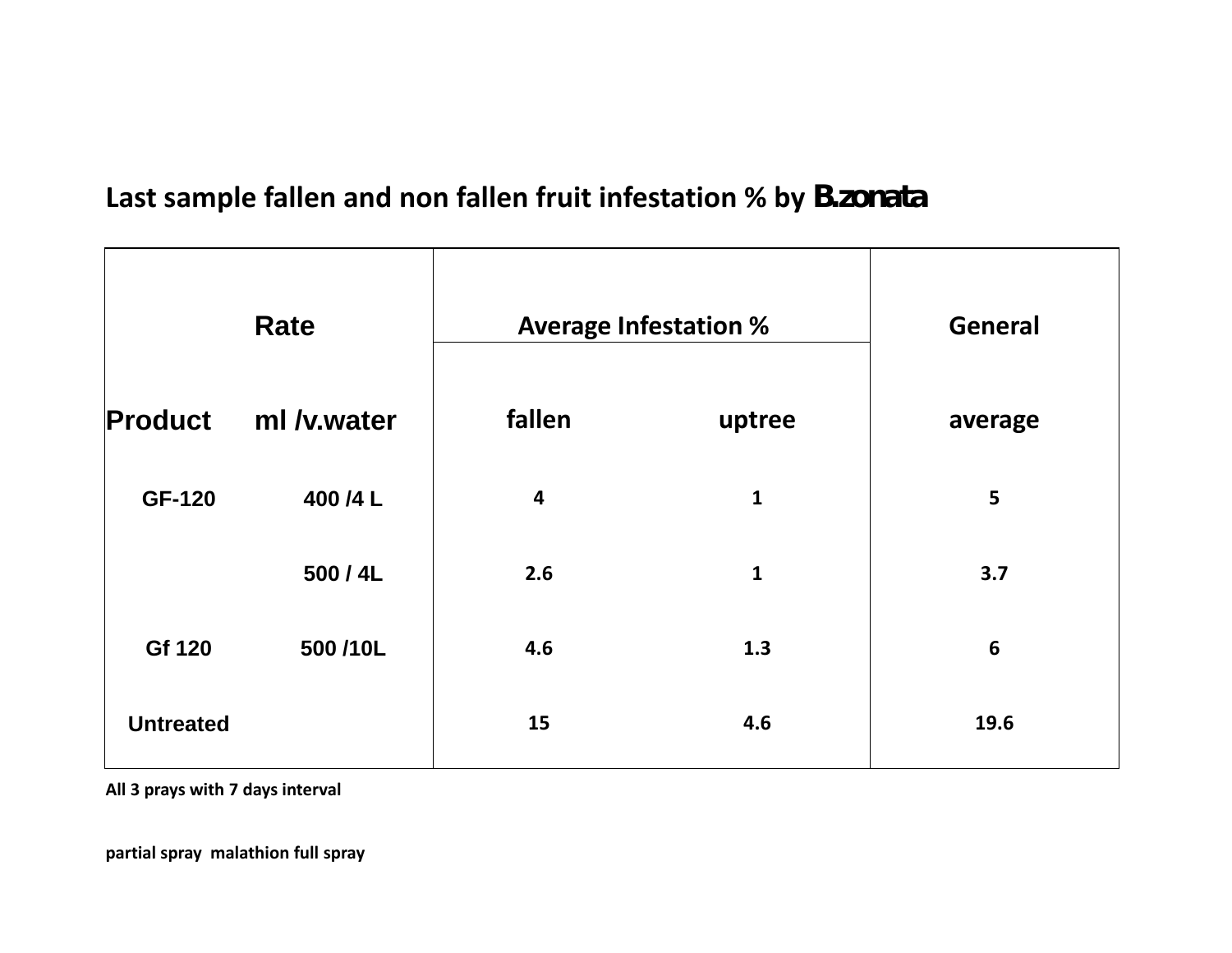**Last sample fallen and non fallen fruit infestation % by B.zonata**

| Product | Rate ml /v.water | Average Infestation % | | General average |
|---|---|---|---|---|
| | | fallen | uptree | |
| GF-120 | 400 /4 L | 4 | 1 | 5 |
| | 500 / 4L | 2.6 | 1 | 3.7 |
| Gf 120 | 500 /10L | 4.6 | 1.3 | 6 |
| Untreated | | 15 | 4.6 | 19.6 |

**All 3 prays with 7 days interval**

**partial spray malathion full spray**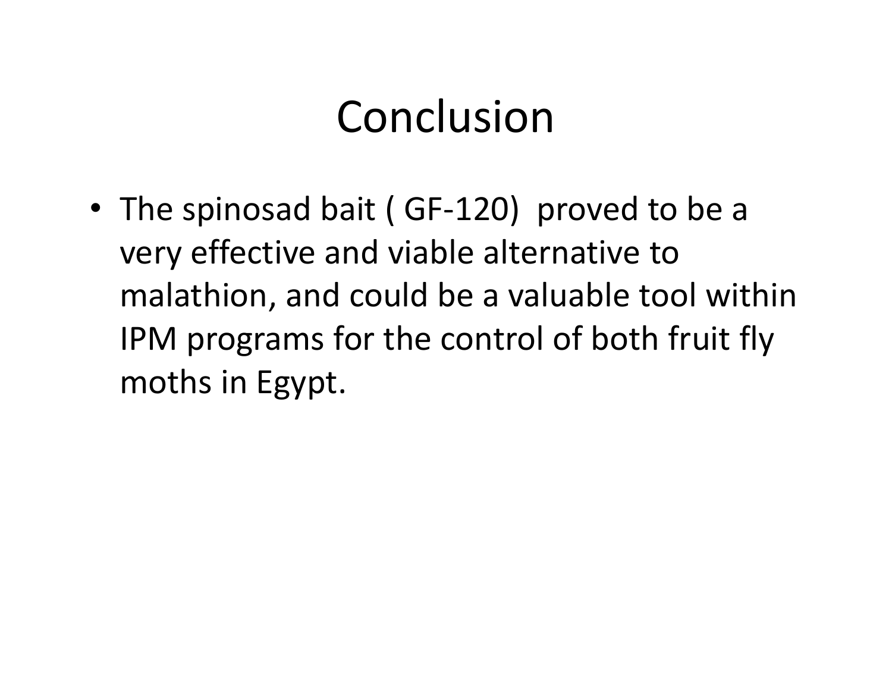# Conclusion

- The spinosad bait ( GF-120) proved to be a very effective and viable alternative to malathion, and could be a valuable tool within IPM programs for the control of both fruit fly moths in Egypt.